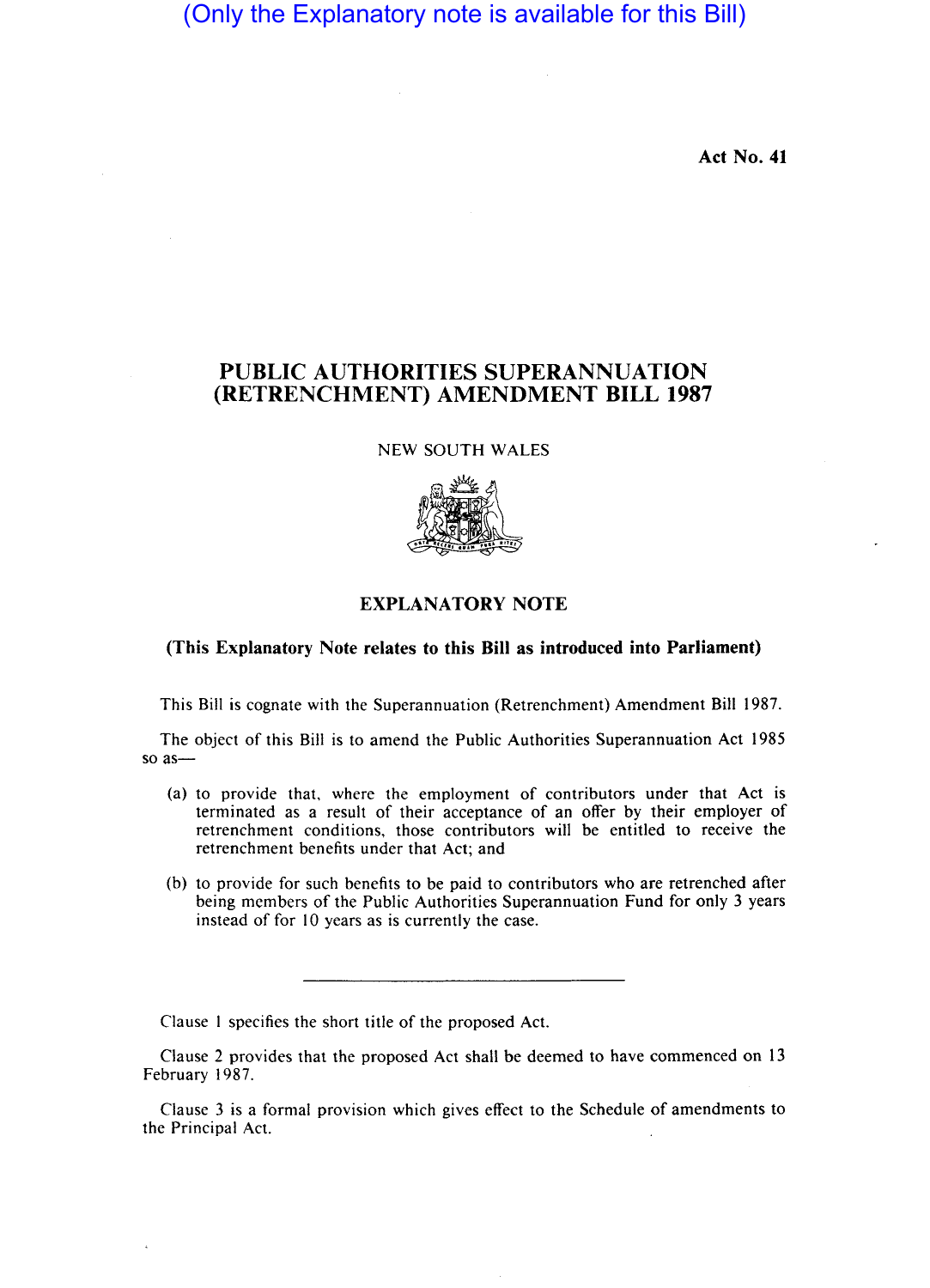(Only the Explanatory note is available for this Bill)

**Act No. 41**

# PUBLIC AUTHORITIES SUPERANNUATION (RETRENCHMENT) AMENDMENT BILL 1987

NEW SOUTH WALES

## EXPLANATORY NOTE

**(This Explanatory Note relates to this Bill as introduced into Parliament)**

This Bill is cognate with the Superannuation (Retrenchment) Amendment Bill 1987.

The object of this Bill is to amend the Public Authorities Superannuation Act 1985 so as—

(a) to provide that, where the employment of contributors under that Act is terminated as a result of their acceptance of an offer by their employer of retrenchment conditions, those contributors will be entitled to receive the retrenchment benefits under that Act; and

(b) to provide for such benefits to be paid to contributors who are retrenched after being members of the Public Authorities Superannuation Fund for only 3 years instead of for 10 years as is currently the case.

---

Clause 1 specifies the short title of the proposed Act.

Clause 2 provides that the proposed Act shall be deemed to have commenced on 13 February 1987.

Clause 3 is a formal provision which gives effect to the Schedule of amendments to the Principal Act.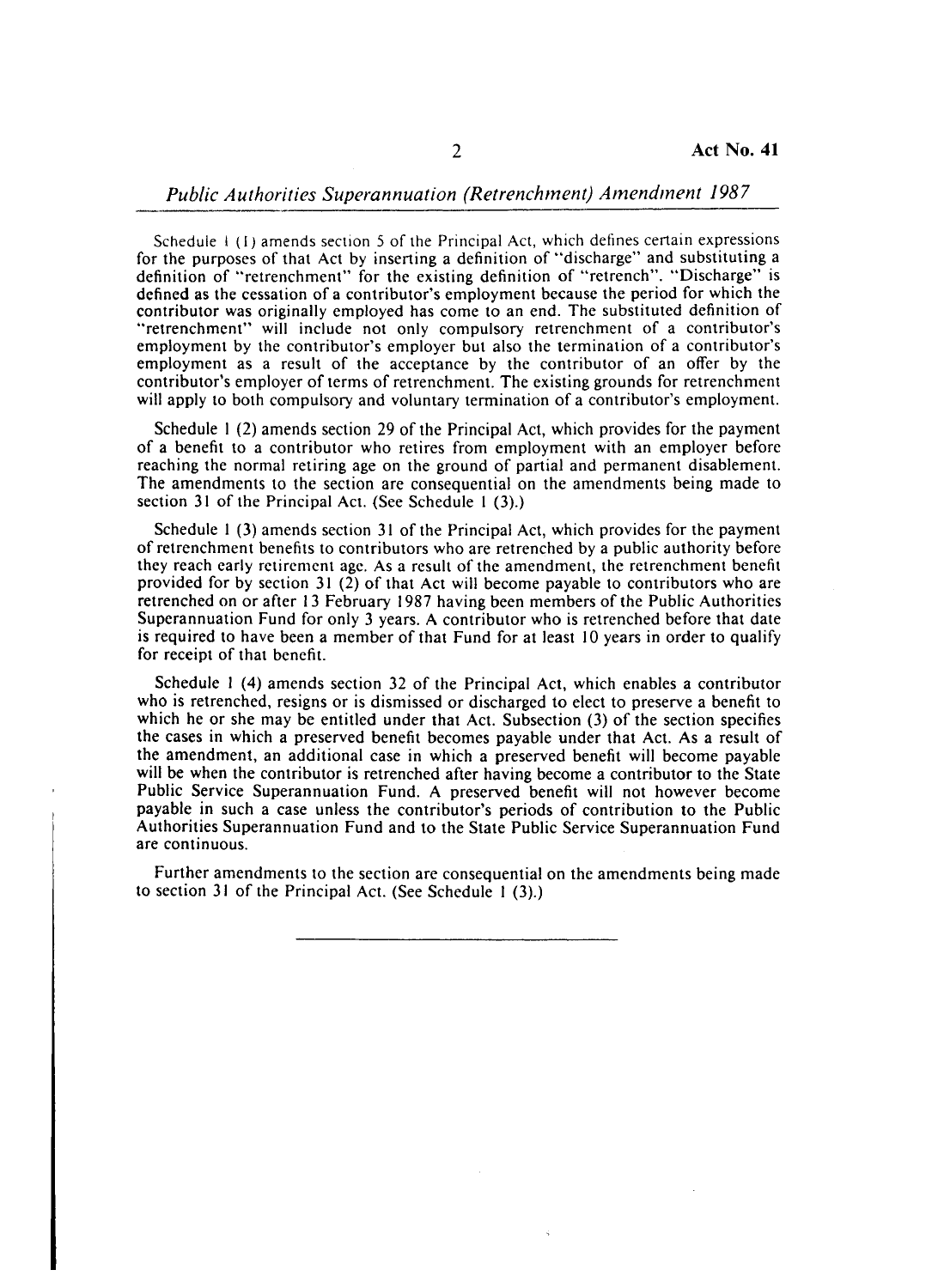Schedule 1 (1) amends section 5 of the Principal Act, which defines certain expressions for the purposes of that Act by inserting a definition of "discharge" and substituting a definition of "retrenchment" for the existing definition of "retrench". "Discharge" is defined as the cessation of a contributor's employment because the period for which the contributor was originally employed has come to an end. The substituted definition of "retrenchment" will include not only compulsory retrenchment of a contributor's employment by the contributor's employer but also the termination of a contributor's employment as a result of the acceptance by the contributor of an offer by the contributor's employer of terms of retrenchment. The existing grounds for retrenchment will apply to both compulsory and voluntary termination of a contributor's employment.

Schedule 1 (2) amends section 29 of the Principal Act, which provides for the payment of a benefit to a contributor who retires from employment with an employer before reaching the normal retiring age on the ground of partial and permanent disablement. The amendments to the section are consequential on the amendments being made to section 31 of the Principal Act. (See Schedule 1 (3).)

Schedule 1 (3) amends section 31 of the Principal Act, which provides for the payment of retrenchment benefits to contributors who are retrenched by a public authority before they reach early retirement age. As a result of the amendment, the retrenchment benefit provided for by section 31 (2) of that Act will become payable to contributors who are retrenched on or after 13 February 1987 having been members of the Public Authorities Superannuation Fund for only 3 years. A contributor who is retrenched before that date is required to have been a member of that Fund for at least 10 years in order to qualify for receipt of that benefit.

Schedule 1 (4) amends section 32 of the Principal Act, which enables a contributor who is retrenched, resigns or is dismissed or discharged to elect to preserve a benefit to which he or she may be entitled under that Act. Subsection (3) of the section specifies the cases in which a preserved benefit becomes payable under that Act. As a result of the amendment, an additional case in which a preserved benefit will become payable will be when the contributor is retrenched after having become a contributor to the State Public Service Superannuation Fund. A preserved benefit will not however become payable in such a case unless the contributor's periods of contribution to the Public Authorities Superannuation Fund and to the State Public Service Superannuation Fund are continuous.

Further amendments to the section are consequential on the amendments being made to section 31 of the Principal Act. (See Schedule 1 (3).)